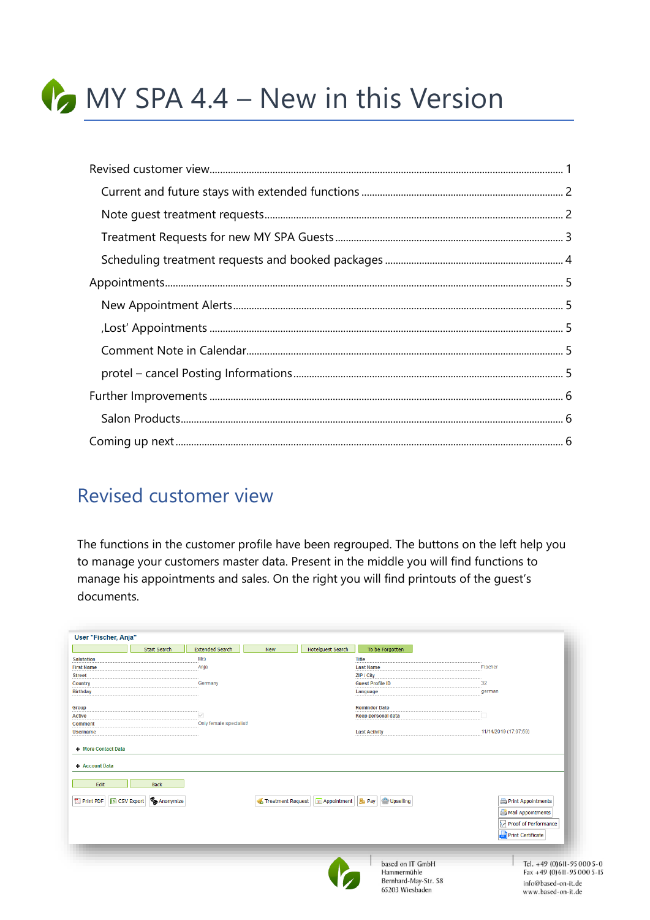# MY SPA 4.4 – New in this Version

Revised customer view ........................................................................................................................ 1
- Current and future stays with extended functions ........................................................................ 2
- Note guest treatment requests.......................................................................................................... 2
- Treatment Requests for new MY SPA Guests ................................................................................. 3
- Scheduling treatment requests and booked packages .................................................................. 4

Appointments........................................................................................................................................ 5
- New Appointment Alerts.................................................................................................................... 5
- ‚Lost' Appointments ........................................................................................................................... 5
- Comment Note in Calendar................................................................................................................ 5
- protel – cancel Posting Informations ................................................................................................ 5

Further Improvements ......................................................................................................................... 6
- Salon Products...................................................................................................................................... 6

Coming up next ..................................................................................................................................... 6

## Revised customer view

The functions in the customer profile have been regrouped. The buttons on the left help you to manage your customers master data. Present in the middle you will find functions to manage his appointments and sales. On the right you will find printouts of the guest's documents.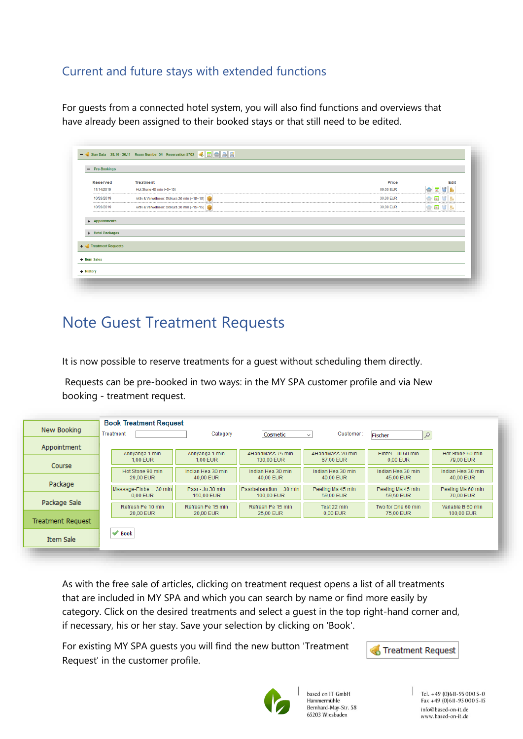## Current and future stays with extended functions

For guests from a connected hotel system, you will also find functions and overviews that have already been assigned to their booked stays or that still need to be edited.

# Note Guest Treatment Requests

It is now possible to reserve treatments for a guest without scheduling them directly.

Requests can be pre-booked in two ways: in the MY SPA customer profile and via New booking - treatment request.

As with the free sale of articles, clicking on treatment request opens a list of all treatments that are included in MY SPA and which you can search by name or find more easily by category. Click on the desired treatments and select a guest in the top right-hand corner and, if necessary, his or her stay. Save your selection by clicking on 'Book'.

For existing MY SPA guests you will find the new button 'Treatment Request' in the customer profile.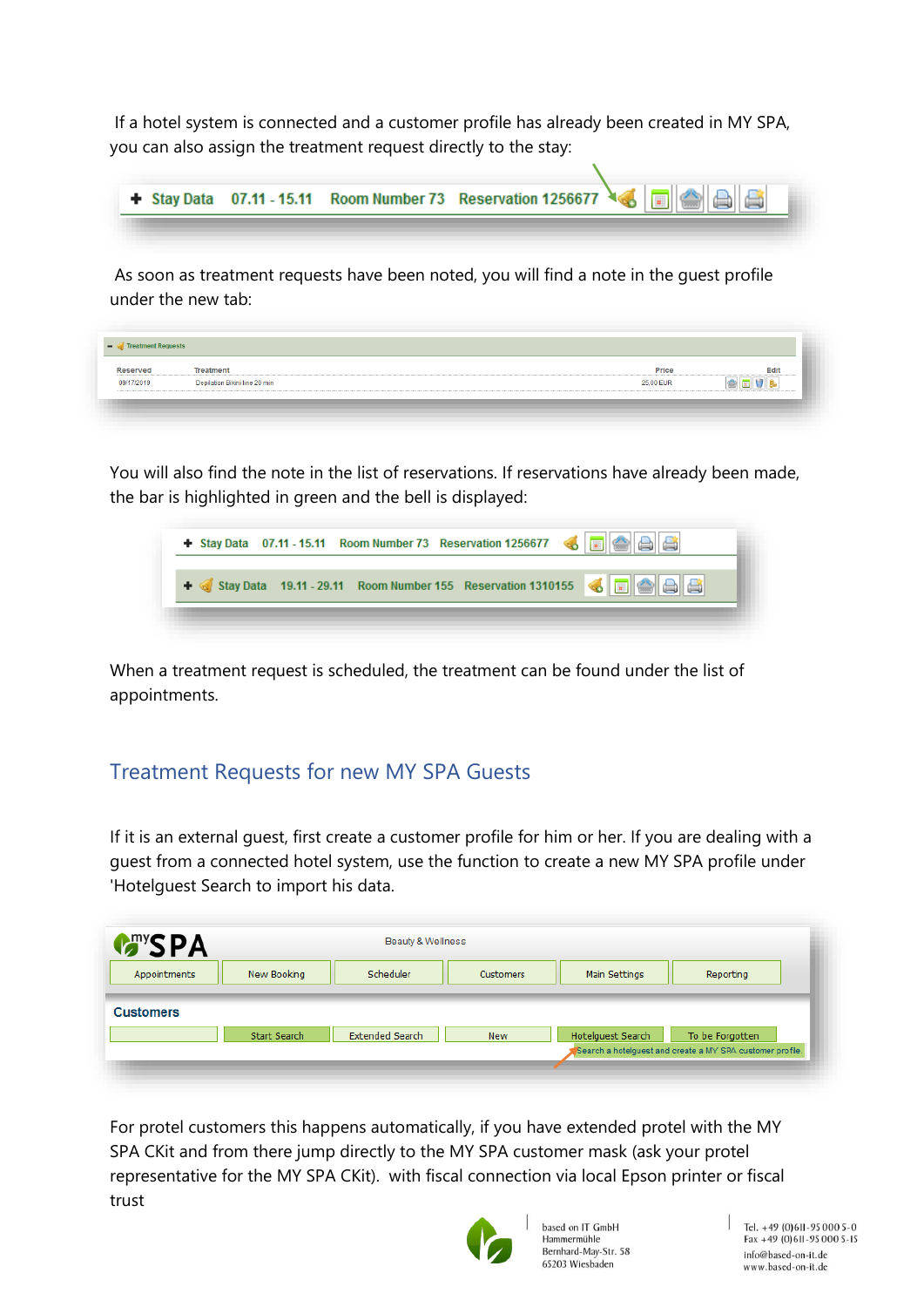If a hotel system is connected and a customer profile has already been created in MY SPA, you can also assign the treatment request directly to the stay:

As soon as treatment requests have been noted, you will find a note in the guest profile under the new tab:

You will also find the note in the list of reservations. If reservations have already been made, the bar is highlighted in green and the bell is displayed:

When a treatment request is scheduled, the treatment can be found under the list of appointments.

## Treatment Requests for new MY SPA Guests

If it is an external guest, first create a customer profile for him or her. If you are dealing with a guest from a connected hotel system, use the function to create a new MY SPA profile under 'Hotelguest Search to import his data.

For protel customers this happens automatically, if you have extended protel with the MY SPA CKit and from there jump directly to the MY SPA customer mask (ask your protel representative for the MY SPA CKit). with fiscal connection via local Epson printer or fiscal trust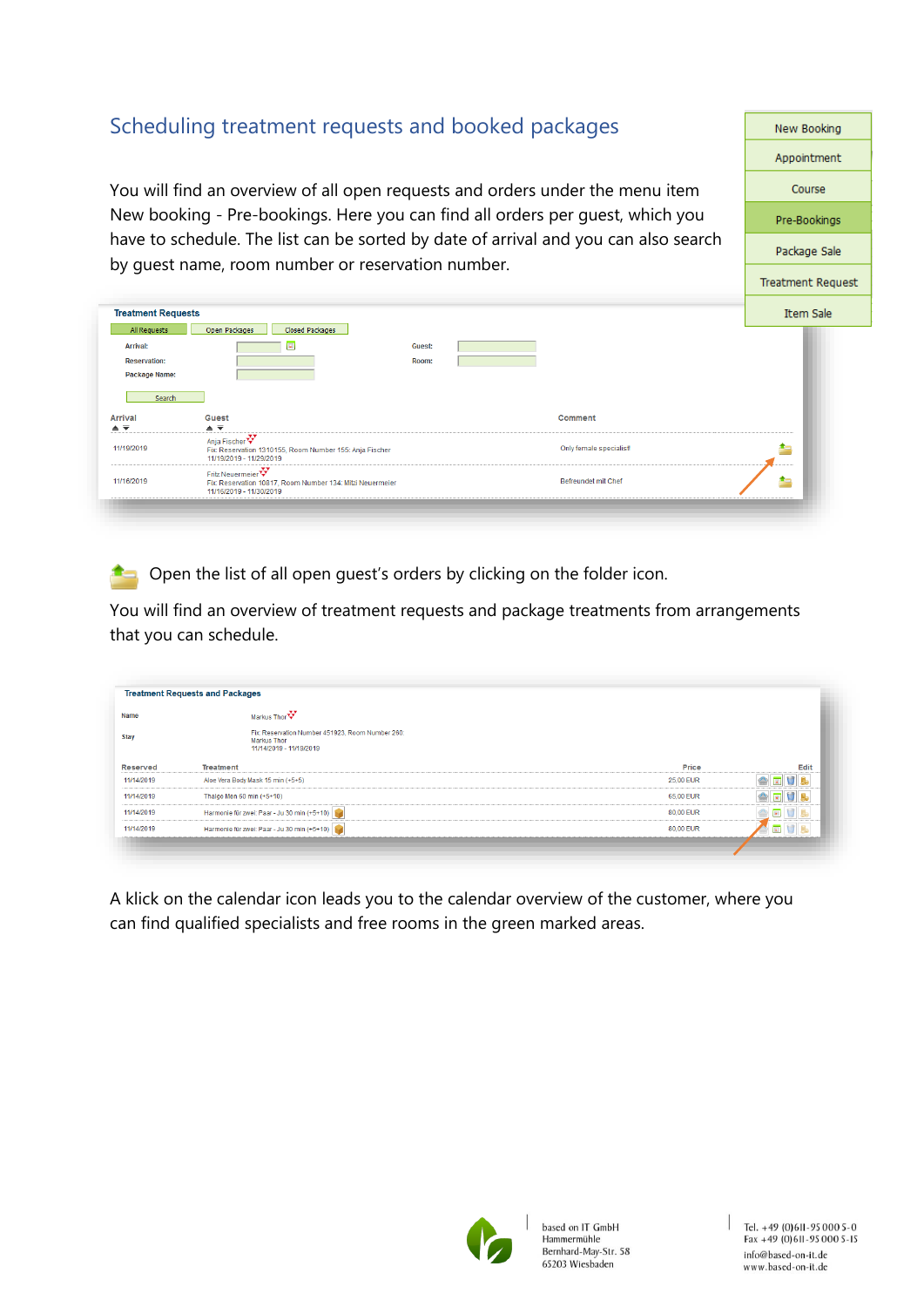# Scheduling treatment requests and booked packages

You will find an overview of all open requests and orders under the menu item New booking - Pre-bookings. Here you can find all orders per guest, which you have to schedule. The list can be sorted by date of arrival and you can also search by guest name, room number or reservation number.

Open the list of all open guest's orders by clicking on the folder icon.

You will find an overview of treatment requests and package treatments from arrangements that you can schedule.

A klick on the calendar icon leads you to the calendar overview of the customer, where you can find qualified specialists and free rooms in the green marked areas.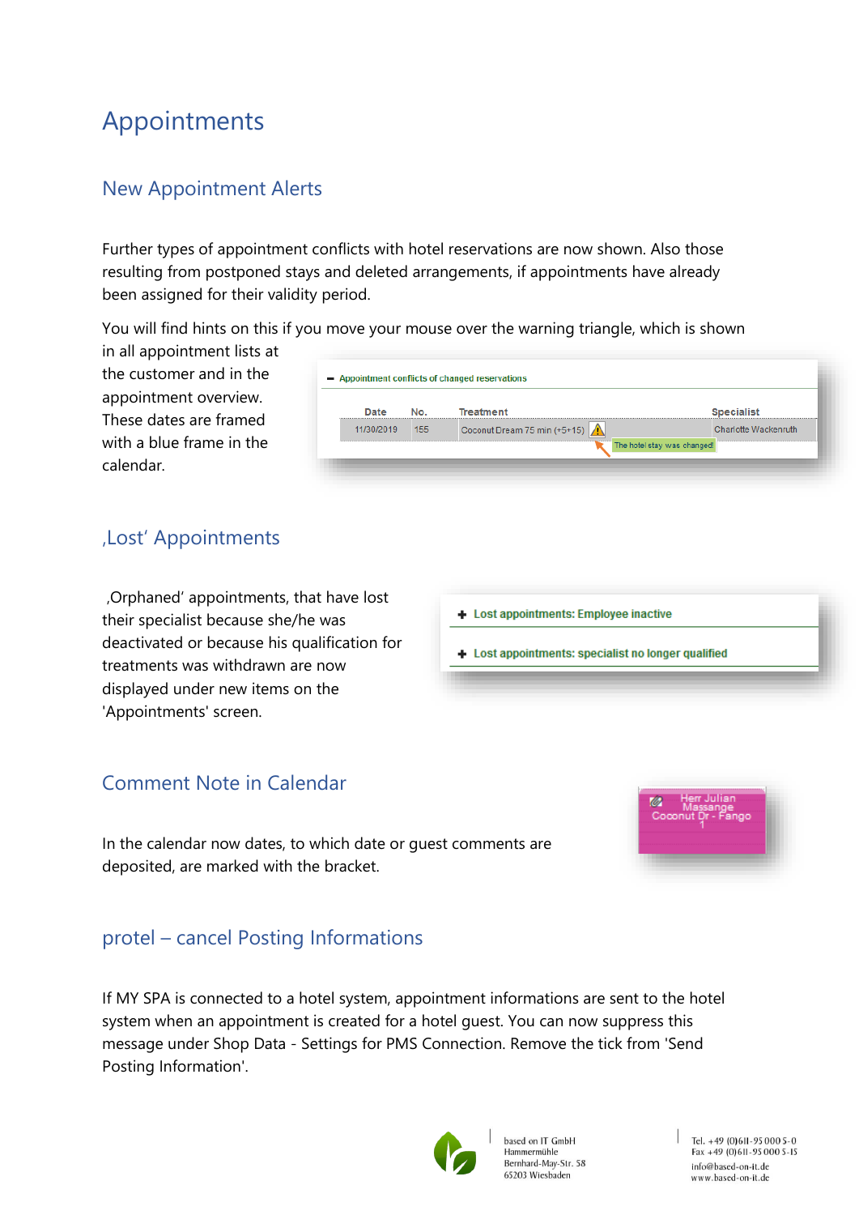# Appointments

## New Appointment Alerts

Further types of appointment conflicts with hotel reservations are now shown. Also those resulting from postponed stays and deleted arrangements, if appointments have already been assigned for their validity period.

You will find hints on this if you move your mouse over the warning triangle, which is shown in all appointment lists at the customer and in the appointment overview. These dates are framed with a blue frame in the calendar.

## ‚Lost' Appointments

‚Orphaned' appointments, that have lost their specialist because she/he was deactivated or because his qualification for treatments was withdrawn are now displayed under new items on the 'Appointments' screen.

## Comment Note in Calendar

In the calendar now dates, to which date or guest comments are deposited, are marked with the bracket.

## protel – cancel Posting Informations

If MY SPA is connected to a hotel system, appointment informations are sent to the hotel system when an appointment is created for a hotel guest. You can now suppress this message under Shop Data - Settings for PMS Connection. Remove the tick from 'Send Posting Information'.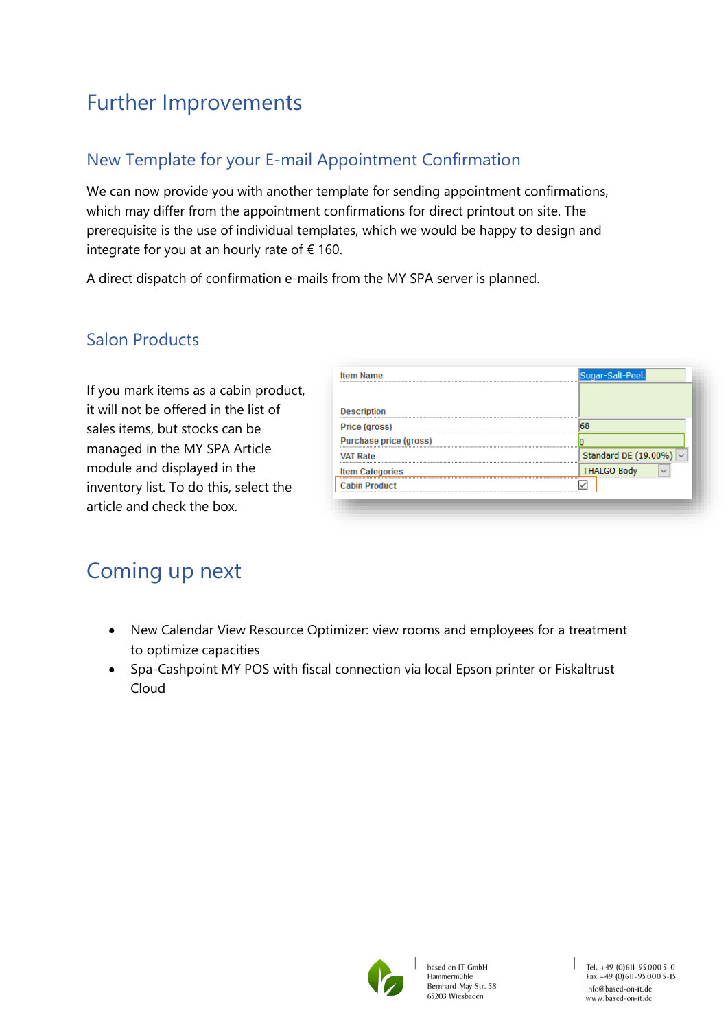# Further Improvements

## New Template for your E-mail Appointment Confirmation

We can now provide you with another template for sending appointment confirmations, which may differ from the appointment confirmations for direct printout on site. The prerequisite is the use of individual templates, which we would be happy to design and integrate for you at an hourly rate of € 160.

A direct dispatch of confirmation e-mails from the MY SPA server is planned.

## Salon Products

If you mark items as a cabin product, it will not be offered in the list of sales items, but stocks can be managed in the MY SPA Article module and displayed in the inventory list. To do this, select the article and check the box.

| | |
|---|---|
| Item Name | Sugar-Salt-Peel. |
| Description | |
| Price (gross) | 68 |
| Purchase price (gross) | 0 |
| VAT Rate | Standard DE (19.00%) |
| Item Categories | THALGO Body |
| Cabin Product | ☑ |

# Coming up next

- New Calendar View Resource Optimizer: view rooms and employees for a treatment to optimize capacities
- Spa-Cashpoint MY POS with fiscal connection via local Epson printer or Fiskaltrust Cloud